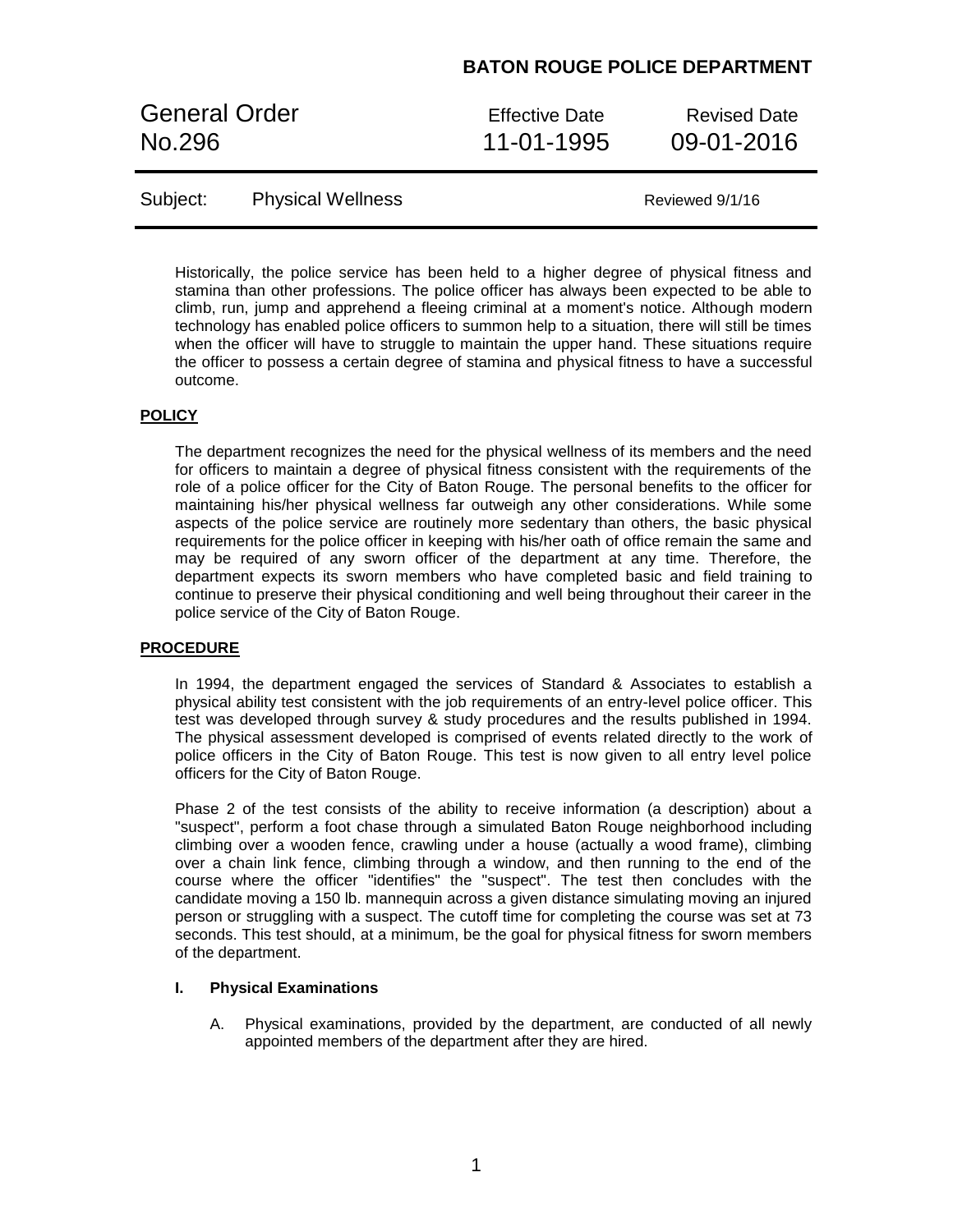# BATON ROUGE POLICE DEPARTMENT

| General Order No.296 | Effective Date 11-01-1995 | Revised Date 09-01-2016 |
|---|---|---|
| **Subject:** Physical Wellness | | Reviewed 9/1/16 |

Historically, the police service has been held to a higher degree of physical fitness and stamina than other professions. The police officer has always been expected to be able to climb, run, jump and apprehend a fleeing criminal at a moment's notice. Although modern technology has enabled police officers to summon help to a situation, there will still be times when the officer will have to struggle to maintain the upper hand. These situations require the officer to possess a certain degree of stamina and physical fitness to have a successful outcome.

## POLICY

The department recognizes the need for the physical wellness of its members and the need for officers to maintain a degree of physical fitness consistent with the requirements of the role of a police officer for the City of Baton Rouge. The personal benefits to the officer for maintaining his/her physical wellness far outweigh any other considerations. While some aspects of the police service are routinely more sedentary than others, the basic physical requirements for the police officer in keeping with his/her oath of office remain the same and may be required of any sworn officer of the department at any time. Therefore, the department expects its sworn members who have completed basic and field training to continue to preserve their physical conditioning and well being throughout their career in the police service of the City of Baton Rouge.

## PROCEDURE

In 1994, the department engaged the services of Standard & Associates to establish a physical ability test consistent with the job requirements of an entry-level police officer. This test was developed through survey & study procedures and the results published in 1994. The physical assessment developed is comprised of events related directly to the work of police officers in the City of Baton Rouge. This test is now given to all entry level police officers for the City of Baton Rouge.

Phase 2 of the test consists of the ability to receive information (a description) about a "suspect", perform a foot chase through a simulated Baton Rouge neighborhood including climbing over a wooden fence, crawling under a house (actually a wood frame), climbing over a chain link fence, climbing through a window, and then running to the end of the course where the officer "identifies" the "suspect". The test then concludes with the candidate moving a 150 lb. mannequin across a given distance simulating moving an injured person or struggling with a suspect. The cutoff time for completing the course was set at 73 seconds. This test should, at a minimum, be the goal for physical fitness for sworn members of the department.

### I. Physical Examinations

A. Physical examinations, provided by the department, are conducted of all newly appointed members of the department after they are hired.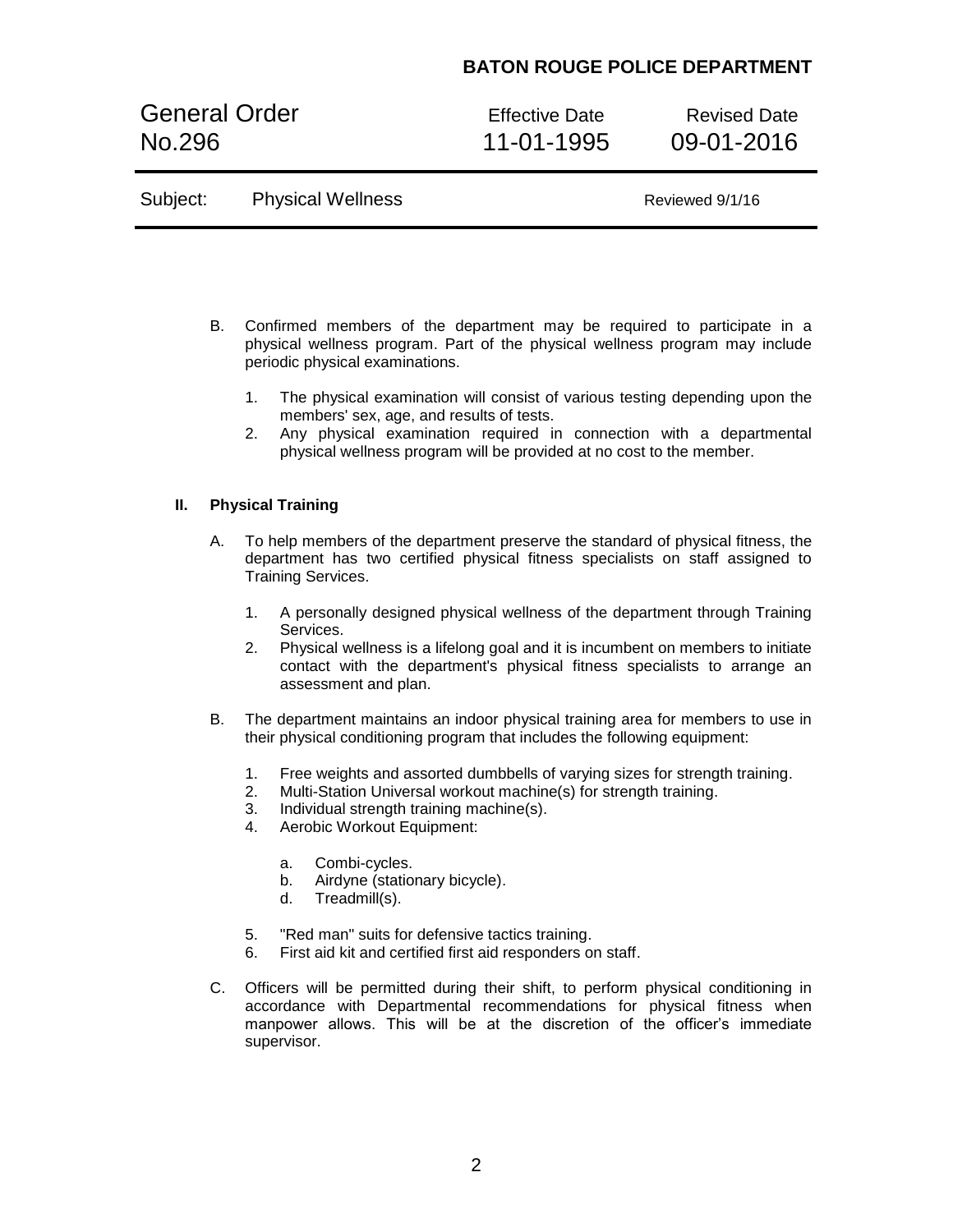B. Confirmed members of the department may be required to participate in a physical wellness program. Part of the physical wellness program may include periodic physical examinations.

   1. The physical examination will consist of various testing depending upon the members' sex, age, and results of tests.
   2. Any physical examination required in connection with a departmental physical wellness program will be provided at no cost to the member.

## II. Physical Training

A. To help members of the department preserve the standard of physical fitness, the department has two certified physical fitness specialists on staff assigned to Training Services.

   1. A personally designed physical wellness of the department through Training Services.
   2. Physical wellness is a lifelong goal and it is incumbent on members to initiate contact with the department's physical fitness specialists to arrange an assessment and plan.

B. The department maintains an indoor physical training area for members to use in their physical conditioning program that includes the following equipment:

   1. Free weights and assorted dumbbells of varying sizes for strength training.
   2. Multi-Station Universal workout machine(s) for strength training.
   3. Individual strength training machine(s).
   4. Aerobic Workout Equipment:

      a. Combi-cycles.
      b. Airdyne (stationary bicycle).
      d. Treadmill(s).

   5. "Red man" suits for defensive tactics training.
   6. First aid kit and certified first aid responders on staff.

C. Officers will be permitted during their shift, to perform physical conditioning in accordance with Departmental recommendations for physical fitness when manpower allows. This will be at the discretion of the officer's immediate supervisor.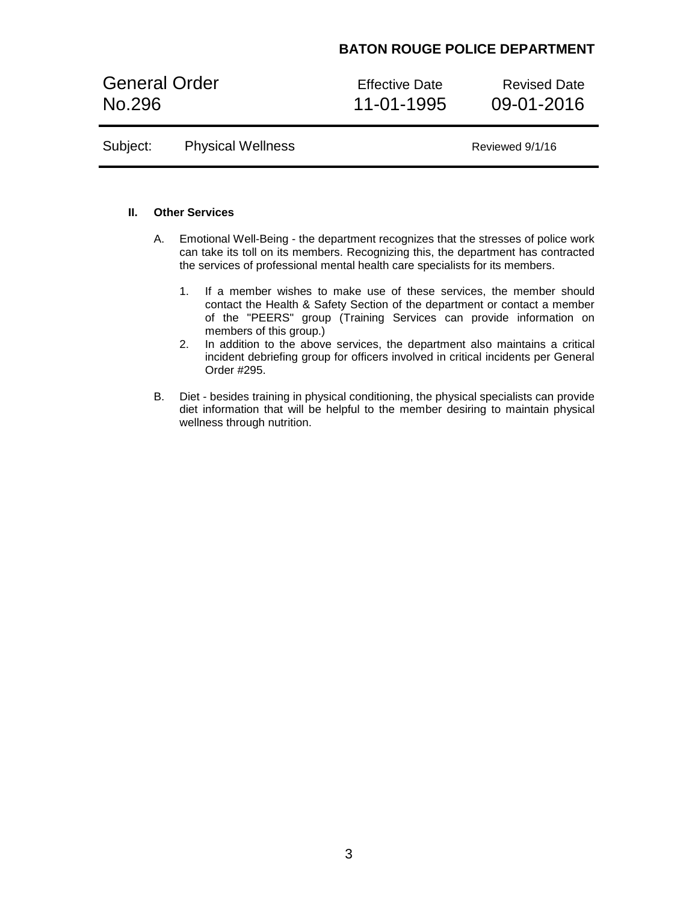## II. Other Services

A. Emotional Well-Being - the department recognizes that the stresses of police work can take its toll on its members. Recognizing this, the department has contracted the services of professional mental health care specialists for its members.

   1. If a member wishes to make use of these services, the member should contact the Health & Safety Section of the department or contact a member of the "PEERS" group (Training Services can provide information on members of this group.)
   2. In addition to the above services, the department also maintains a critical incident debriefing group for officers involved in critical incidents per General Order #295.

B. Diet - besides training in physical conditioning, the physical specialists can provide diet information that will be helpful to the member desiring to maintain physical wellness through nutrition.